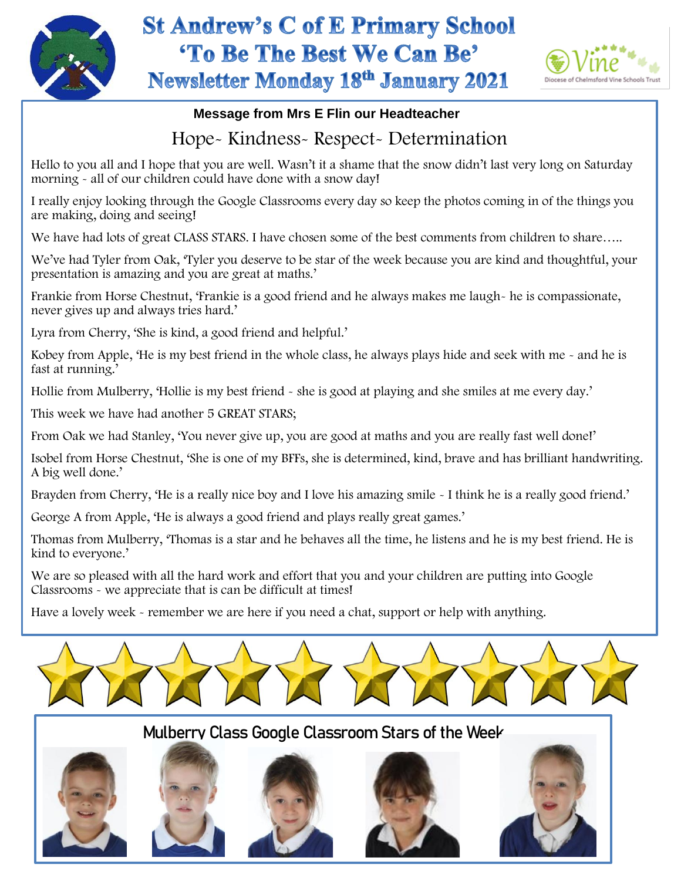# St Andrew's C of E Primary School
## 'To Be The Best We Can Be'
## Newsletter Monday 18th January 2021

**Message from Mrs E Flin our Headteacher**

### Hope~ Kindness~ Respect~ Determination

Hello to you all and I hope that you are well. Wasn't it a shame that the snow didn't last very long on Saturday morning - all of our children could have done with a snow day!

I really enjoy looking through the Google Classrooms every day so keep the photos coming in of the things you are making, doing and seeing!

We have had lots of great CLASS STARS. I have chosen some of the best comments from children to share…..

We've had Tyler from Oak, 'Tyler you deserve to be star of the week because you are kind and thoughtful, your presentation is amazing and you are great at maths.'

Frankie from Horse Chestnut, 'Frankie is a good friend and he always makes me laugh- he is compassionate, never gives up and always tries hard.'

Lyra from Cherry, 'She is kind, a good friend and helpful.'

Kobey from Apple, 'He is my best friend in the whole class, he always plays hide and seek with me - and he is fast at running.'

Hollie from Mulberry, 'Hollie is my best friend - she is good at playing and she smiles at me every day.'

This week we have had another 5 GREAT STARS;

From Oak we had Stanley, 'You never give up, you are good at maths and you are really fast well done!'

Isobel from Horse Chestnut, 'She is one of my BFFs, she is determined, kind, brave and has brilliant handwriting. A big well done.'

Brayden from Cherry, 'He is a really nice boy and I love his amazing smile - I think he is a really good friend.'

George A from Apple, 'He is always a good friend and plays really great games.'

Thomas from Mulberry, 'Thomas is a star and he behaves all the time, he listens and he is my best friend. He is kind to everyone.'

We are so pleased with all the hard work and effort that you and your children are putting into Google Classrooms - we appreciate that is can be difficult at times!

Have a lovely week - remember we are here if you need a chat, support or help with anything.

## Mulberry Class Google Classroom Stars of the Week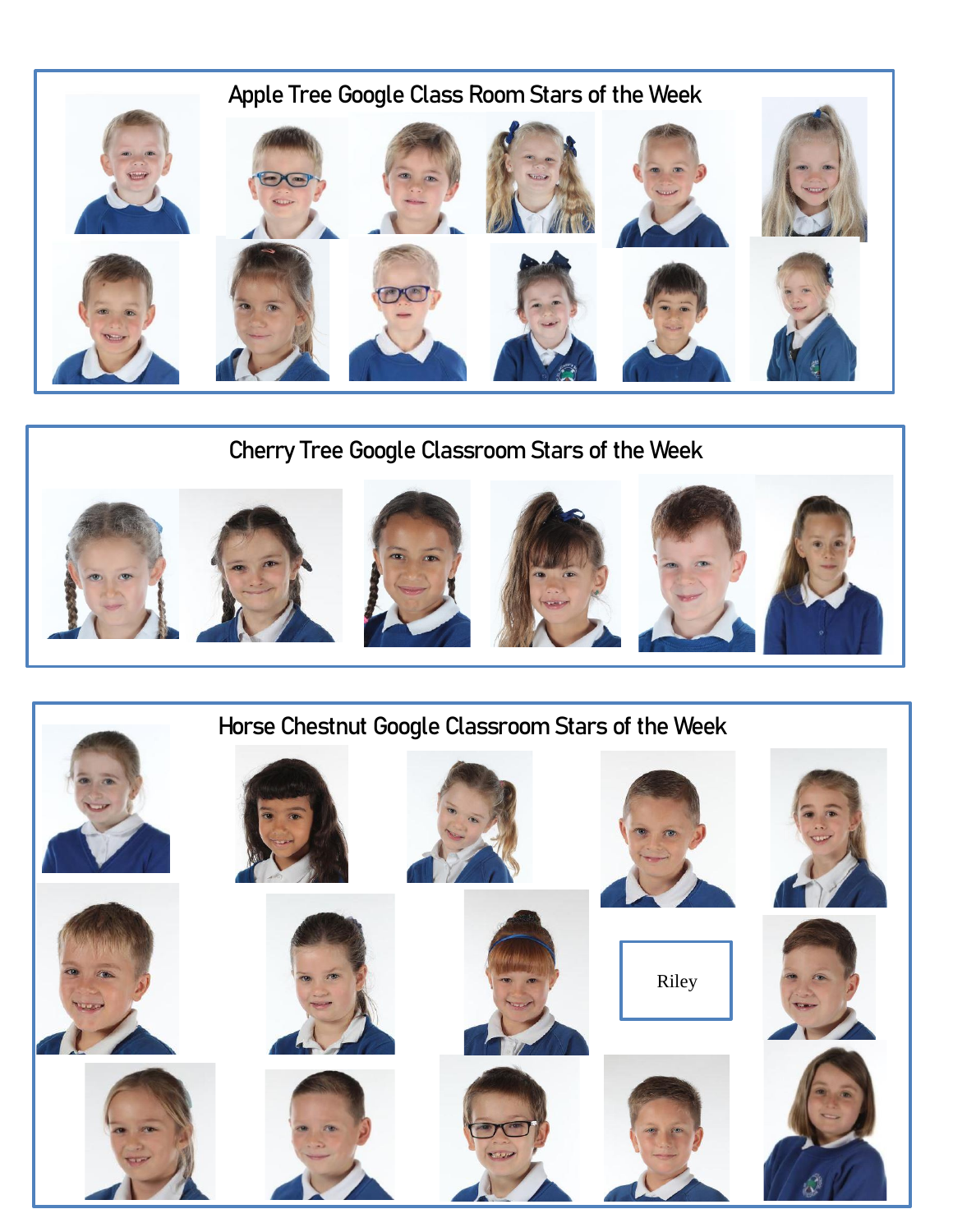## Apple Tree Google Class Room Stars of the Week

## Cherry Tree Google Classroom Stars of the Week

## Horse Chestnut Google Classroom Stars of the Week

Riley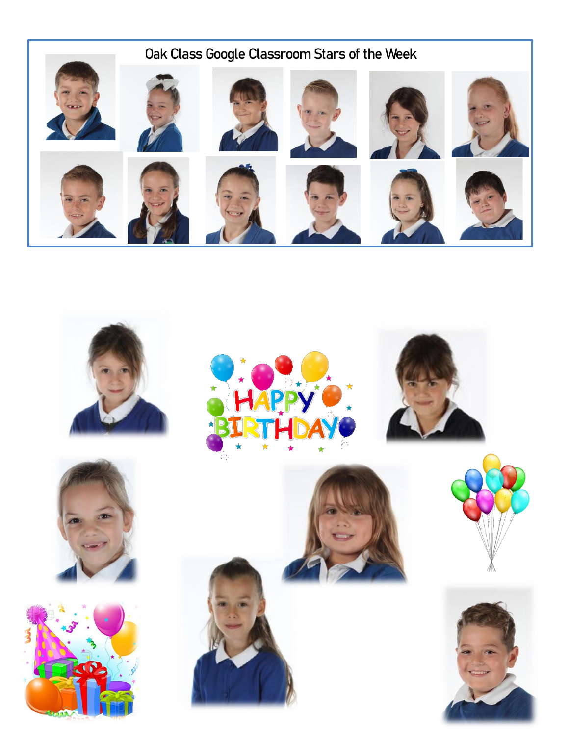Oak Class Google Classroom Stars of the Week

HAPPY BIRTHDAY